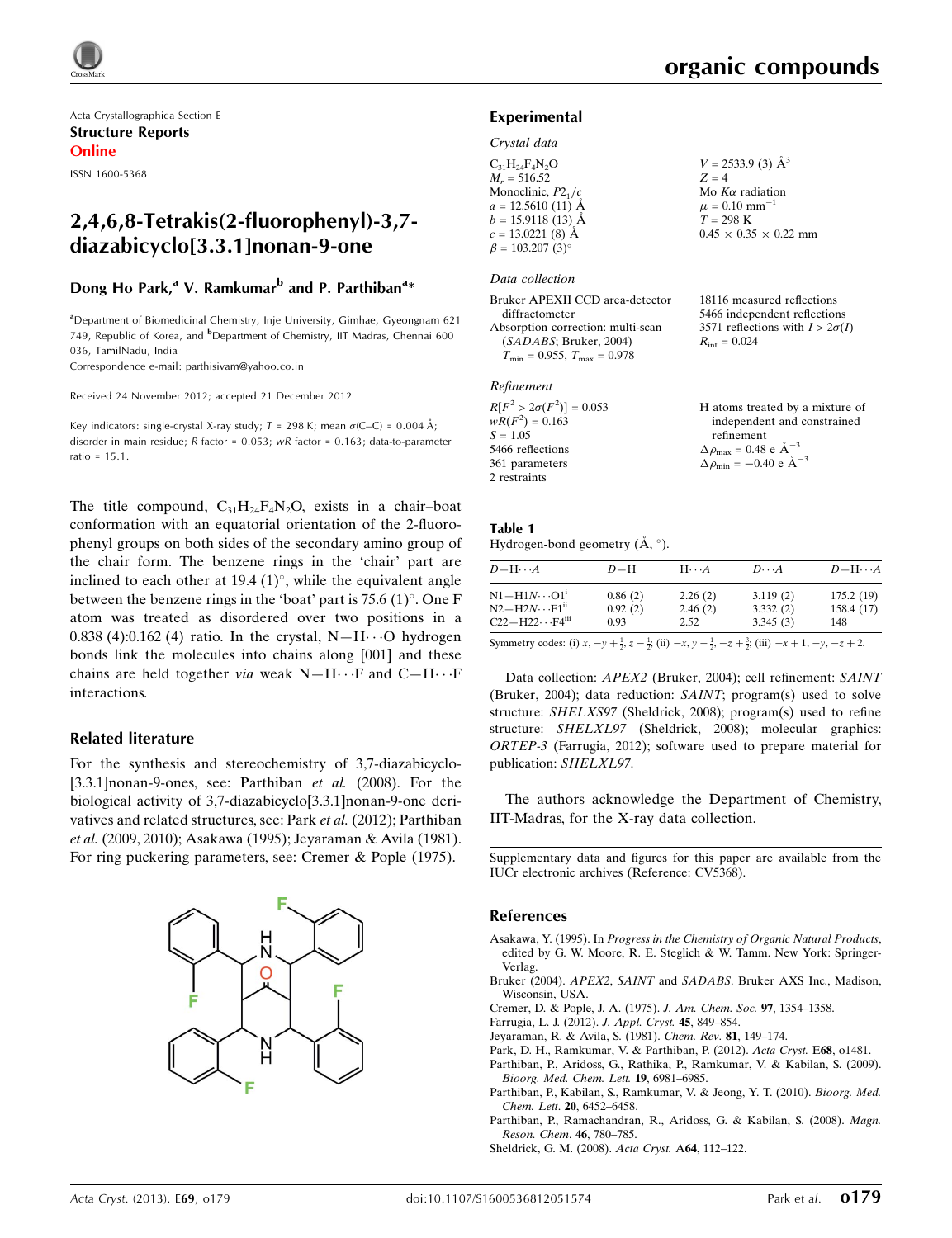Acta Crystallographica Section E

**Structure Reports Online**

ISSN 1600-5368

# 2,4,6,8-Tetrakis(2-fluorophenyl)-3,7-diazabicyclo[3.3.1]nonan-9-one

**Dong Ho Park,[a] V. Ramkumar[b] and P. Parthiban[a]***

[a]Department of Biomedicinal Chemistry, Inje University, Gimhae, Gyeongnam 621 749, Republic of Korea, and [b]Department of Chemistry, IIT Madras, Chennai 600 036, TamilNadu, India

Correspondence e-mail: parthisivam@yahoo.co.in

Received 24 November 2012; accepted 21 December 2012

Key indicators: single-crystal X-ray study; $T = 298$ K; mean $\sigma$(C–C) = 0.004 Å; disorder in main residue; $R$ factor = 0.053; $wR$ factor = 0.163; data-to-parameter ratio = 15.1.

The title compound, $C_{31}H_{24}F_4N_2O$, exists in a chair–boat conformation with an equatorial orientation of the 2-fluorophenyl groups on both sides of the secondary amino group of the chair form. The benzene rings in the 'chair' part are inclined to each other at 19.4 (1)°, while the equivalent angle between the benzene rings in the 'boat' part is 75.6 (1)°. One F atom was treated as disordered over two positions in a 0.838 (4):0.162 (4) ratio. In the crystal, N—H⋯O hydrogen bonds link the molecules into chains along [001] and these chains are held together *via* weak N—H⋯F and C—H⋯F interactions.

## Related literature

For the synthesis and stereochemistry of 3,7-diazabicyclo[3.3.1]nonan-9-ones, see: Parthiban *et al.* (2008). For the biological activity of 3,7-diazabicyclo[3.3.1]nonan-9-one derivatives and related structures, see: Park *et al.* (2012); Parthiban *et al.* (2009, 2010); Asakawa (1995); Jeyaraman & Avila (1981). For ring puckering parameters, see: Cremer & Pople (1975).

## Experimental

### Crystal data

$C_{31}H_{24}F_4N_2O$
$M_r = 516.52$
Monoclinic, $P2_1/c$
$a = 12.5610$ (11) Å
$b = 15.9118$ (13) Å
$c = 13.0221$ (8) Å
$\beta = 103.207$ (3)°
$V = 2533.9$ (3) Å$^3$
$Z = 4$
Mo $K\alpha$ radiation
$\mu = 0.10$ mm$^{-1}$
$T = 298$ K
0.45 × 0.35 × 0.22 mm

### Data collection

Bruker APEXII CCD area-detector diffractometer
Absorption correction: multi-scan (*SADABS*; Bruker, 2004)
$T_{min} = 0.955$, $T_{max} = 0.978$
18116 measured reflections
5466 independent reflections
3571 reflections with $I > 2\sigma(I)$
$R_{int} = 0.024$

### Refinement

$R[F^2 > 2\sigma(F^2)] = 0.053$
$wR(F^2) = 0.163$
$S = 1.05$
5466 reflections
361 parameters
2 restraints
H atoms treated by a mixture of independent and constrained refinement
$\Delta\rho_{max} = 0.48$ e Å$^{-3}$
$\Delta\rho_{min} = -0.40$ e Å$^{-3}$

**Table 1**
Hydrogen-bond geometry (Å, °).

| $D$—H⋯$A$ | $D$—H | H⋯$A$ | $D$⋯$A$ | $D$—H⋯$A$ |
|---|---|---|---|---|
| N1—H1$N$⋯O1[i] | 0.86 (2) | 2.26 (2) | 3.119 (2) | 175.2 (19) |
| N2—H2$N$⋯F1[ii] | 0.92 (2) | 2.46 (2) | 3.332 (2) | 158.4 (17) |
| C22—H22⋯F4[iii] | 0.93 | 2.52 | 3.345 (3) | 148 |

Symmetry codes: (i) $x, -y+\frac{1}{2}, z-\frac{1}{2}$; (ii) $-x, y-\frac{1}{2}, -z+\frac{3}{2}$; (iii) $-x+1, -y, -z+2$.

Data collection: *APEX2* (Bruker, 2004); cell refinement: *SAINT* (Bruker, 2004); data reduction: *SAINT*; program(s) used to solve structure: *SHELXS97* (Sheldrick, 2008); program(s) used to refine structure: *SHELXL97* (Sheldrick, 2008); molecular graphics: *ORTEP-3* (Farrugia, 2012); software used to prepare material for publication: *SHELXL97*.

The authors acknowledge the Department of Chemistry, IIT-Madras, for the X-ray data collection.

Supplementary data and figures for this paper are available from the IUCr electronic archives (Reference: CV5368).

## References

Asakawa, Y. (1995). In *Progress in the Chemistry of Organic Natural Products*, edited by G. W. Moore, R. E. Steglich & W. Tamm. New York: Springer-Verlag.

Bruker (2004). *APEX2*, *SAINT* and *SADABS*. Bruker AXS Inc., Madison, Wisconsin, USA.

Cremer, D. & Pople, J. A. (1975). *J. Am. Chem. Soc.* **97**, 1354–1358.

Farrugia, L. J. (2012). *J. Appl. Cryst.* **45**, 849–854.

Jeyaraman, R. & Avila, S. (1981). *Chem. Rev.* **81**, 149–174.

Park, D. H., Ramkumar, V. & Parthiban, P. (2012). *Acta Cryst.* E**68**, o1481.

Parthiban, P., Aridoss, G., Rathika, P., Ramkumar, V. & Kabilan, S. (2009). *Bioorg. Med. Chem. Lett.* **19**, 6981–6985.

Parthiban, P., Kabilan, S., Ramkumar, V. & Jeong, Y. T. (2010). *Bioorg. Med. Chem. Lett.* **20**, 6452–6458.

Parthiban, P., Ramachandran, R., Aridoss, G. & Kabilan, S. (2008). *Magn. Reson. Chem.* **46**, 780–785.

Sheldrick, G. M. (2008). *Acta Cryst.* A**64**, 112–122.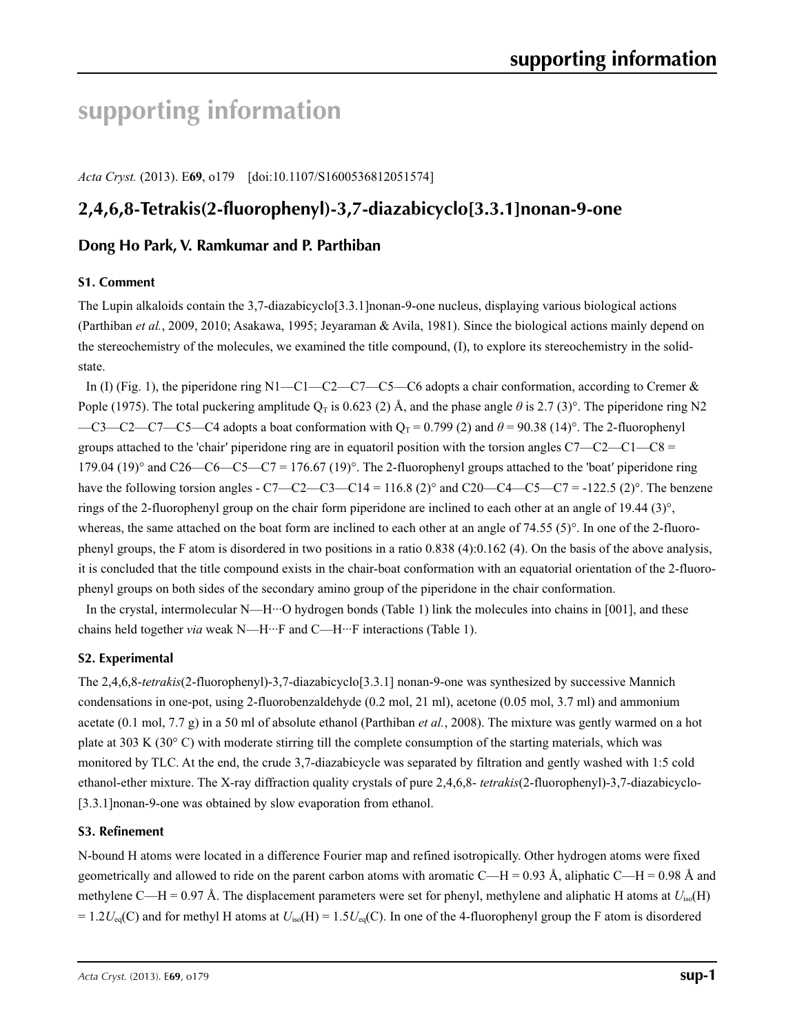# supporting information

*Acta Cryst.* (2013). E**69**, o179 [doi:10.1107/S1600536812051574]

## 2,4,6,8-Tetrakis(2-fluorophenyl)-3,7-diazabicyclo[3.3.1]nonan-9-one

### Dong Ho Park, V. Ramkumar and P. Parthiban

#### S1. Comment

The Lupin alkaloids contain the 3,7-diazabicyclo[3.3.1]nonan-9-one nucleus, displaying various biological actions (Parthiban *et al.*, 2009, 2010; Asakawa, 1995; Jeyaraman & Avila, 1981). Since the biological actions mainly depend on the stereochemistry of the molecules, we examined the title compound, (I), to explore its stereochemistry in the solid-state.

In (I) (Fig. 1), the piperidone ring N1—C1—C2—C7—C5—C6 adopts a chair conformation, according to Cremer & Pople (1975). The total puckering amplitude $Q_T$ is 0.623 (2) Å, and the phase angle $\theta$ is 2.7 (3)°. The piperidone ring N2—C3—C2—C7—C5—C4 adopts a boat conformation with $Q_T$ = 0.799 (2) and $\theta$ = 90.38 (14)°. The 2-fluorophenyl groups attached to the 'chair′ piperidone ring are in equatoril position with the torsion angles C7—C2—C1—C8 = 179.04 (19)° and C26—C6—C5—C7 = 176.67 (19)°. The 2-fluorophenyl groups attached to the 'boat′ piperidone ring have the following torsion angles - C7—C2—C3—C14 = 116.8 (2)° and C20—C4—C5—C7 = -122.5 (2)°. The benzene rings of the 2-fluorophenyl group on the chair form piperidone are inclined to each other at an angle of 19.44 (3)°, whereas, the same attached on the boat form are inclined to each other at an angle of 74.55 (5)°. In one of the 2-fluorophenyl groups, the F atom is disordered in two positions in a ratio 0.838 (4):0.162 (4). On the basis of the above analysis, it is concluded that the title compound exists in the chair-boat conformation with an equatorial orientation of the 2-fluorophenyl groups on both sides of the secondary amino group of the piperidone in the chair conformation.

In the crystal, intermolecular N—H···O hydrogen bonds (Table 1) link the molecules into chains in [001], and these chains held together *via* weak N—H···F and C—H···F interactions (Table 1).

#### S2. Experimental

The 2,4,6,8-*tetrakis*(2-fluorophenyl)-3,7-diazabicyclo[3.3.1] nonan-9-one was synthesized by successive Mannich condensations in one-pot, using 2-fluorobenzaldehyde (0.2 mol, 21 ml), acetone (0.05 mol, 3.7 ml) and ammonium acetate (0.1 mol, 7.7 g) in a 50 ml of absolute ethanol (Parthiban *et al.*, 2008). The mixture was gently warmed on a hot plate at 303 K (30° C) with moderate stirring till the complete consumption of the starting materials, which was monitored by TLC. At the end, the crude 3,7-diazabicycle was separated by filtration and gently washed with 1:5 cold ethanol-ether mixture. The X-ray diffraction quality crystals of pure 2,4,6,8- *tetrakis*(2-fluorophenyl)-3,7-diazabicyclo-[3.3.1]nonan-9-one was obtained by slow evaporation from ethanol.

#### S3. Refinement

N-bound H atoms were located in a difference Fourier map and refined isotropically. Other hydrogen atoms were fixed geometrically and allowed to ride on the parent carbon atoms with aromatic C—H = 0.93 Å, aliphatic C—H = 0.98 Å and methylene C—H = 0.97 Å. The displacement parameters were set for phenyl, methylene and aliphatic H atoms at $U_{iso}$(H) = 1.2$U_{eq}$(C) and for methyl H atoms at $U_{iso}$(H) = 1.5$U_{eq}$(C). In one of the 4-fluorophenyl group the F atom is disordered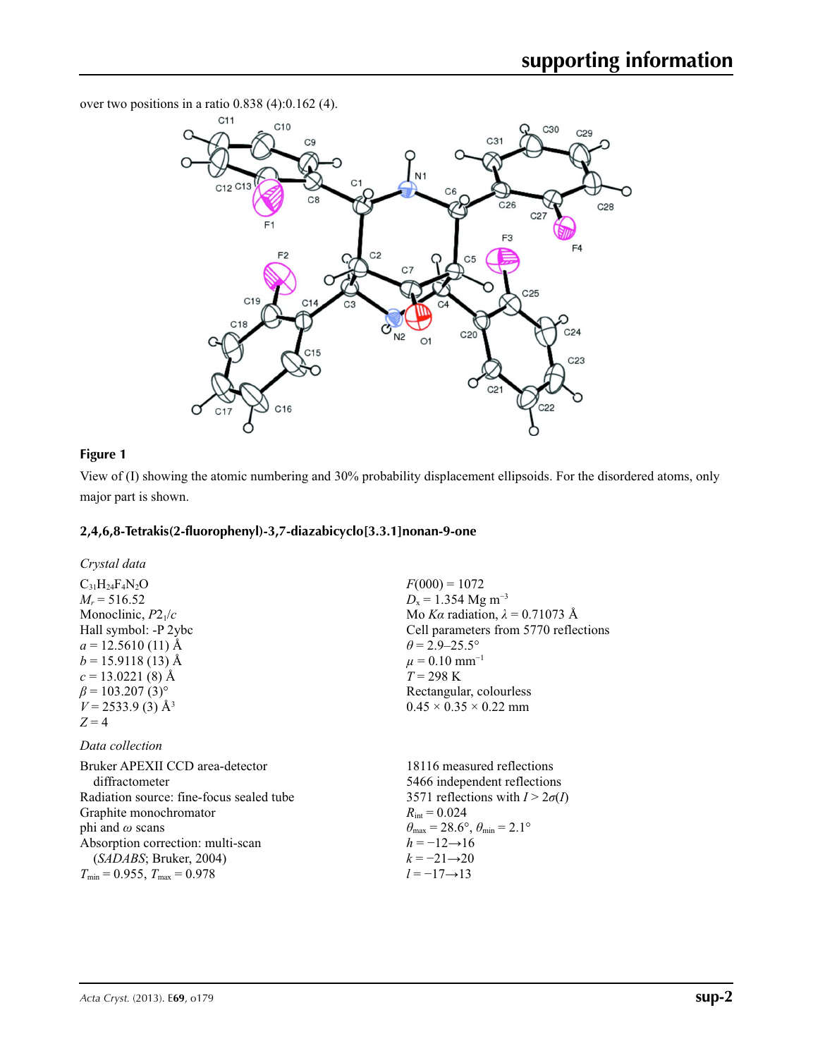over two positions in a ratio 0.838 (4):0.162 (4).

**Figure 1**

View of (I) showing the atomic numbering and 30% probability displacement ellipsoids. For the disordered atoms, only major part is shown.

### 2,4,6,8-Tetrakis(2-fluorophenyl)-3,7-diazabicyclo[3.3.1]nonan-9-one

*Crystal data*

$C_{31}H_{24}F_4N_2O$
$M_r = 516.52$
Monoclinic, $P2_1/c$
Hall symbol: -P 2ybc
$a = 12.5610$ (11) Å
$b = 15.9118$ (13) Å
$c = 13.0221$ (8) Å
$\beta = 103.207$ (3)°
$V = 2533.9$ (3) Å$^3$
$Z = 4$

$F(000) = 1072$
$D_x = 1.354$ Mg m$^{-3}$
Mo $K\alpha$ radiation, $\lambda = 0.71073$ Å
Cell parameters from 5770 reflections
$\theta = 2.9$–25.5°
$\mu = 0.10$ mm$^{-1}$
$T = 298$ K
Rectangular, colourless
0.45 × 0.35 × 0.22 mm

*Data collection*

Bruker APEXII CCD area-detector diffractometer
Radiation source: fine-focus sealed tube
Graphite monochromator
phi and $\omega$ scans
Absorption correction: multi-scan (*SADABS*; Bruker, 2004)
$T_{min} = 0.955$, $T_{max} = 0.978$

18116 measured reflections
5466 independent reflections
3571 reflections with $I > 2\sigma(I)$
$R_{int} = 0.024$
$\theta_{max} = 28.6°$, $\theta_{min} = 2.1°$
$h = -12 \rightarrow 16$
$k = -21 \rightarrow 20$
$l = -17 \rightarrow 13$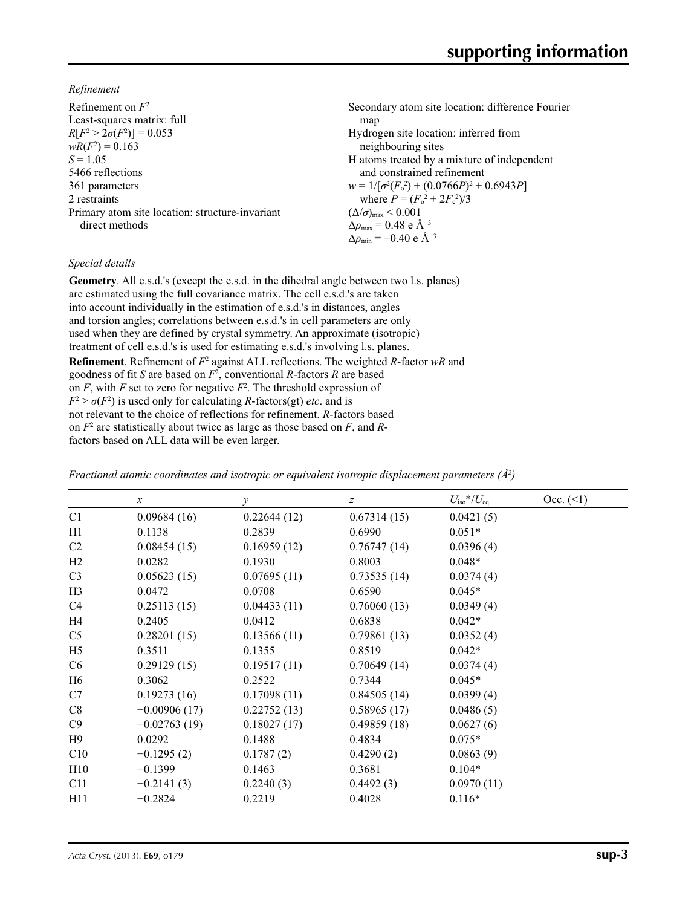*Refinement*

Refinement on $F^2$
Least-squares matrix: full
$R[F^2 > 2\sigma(F^2)] = 0.053$
$wR(F^2) = 0.163$
$S = 1.05$
5466 reflections
361 parameters
2 restraints
Primary atom site location: structure-invariant direct methods
Secondary atom site location: difference Fourier map
Hydrogen site location: inferred from neighbouring sites
H atoms treated by a mixture of independent and constrained refinement
$w = 1/[\sigma^2(F_o^2) + (0.0766P)^2 + 0.6943P]$
where $P = (F_o^2 + 2F_c^2)/3$
$(\Delta/\sigma)_{max} < 0.001$
$\Delta\rho_{max} = 0.48$ e Å$^{-3}$
$\Delta\rho_{min} = -0.40$ e Å$^{-3}$

*Special details*

**Geometry**. All e.s.d.'s (except the e.s.d. in the dihedral angle between two l.s. planes) are estimated using the full covariance matrix. The cell e.s.d.'s are taken into account individually in the estimation of e.s.d.'s in distances, angles and torsion angles; correlations between e.s.d.'s in cell parameters are only used when they are defined by crystal symmetry. An approximate (isotropic) treatment of cell e.s.d.'s is used for estimating e.s.d.'s involving l.s. planes.

**Refinement**. Refinement of $F^2$ against ALL reflections. The weighted $R$-factor $wR$ and goodness of fit $S$ are based on $F^2$, conventional $R$-factors $R$ are based on $F$, with $F$ set to zero for negative $F^2$. The threshold expression of $F^2 > \sigma(F^2)$ is used only for calculating $R$-factors(gt) *etc*. and is not relevant to the choice of reflections for refinement. $R$-factors based on $F^2$ are statistically about twice as large as those based on $F$, and $R$-factors based on ALL data will be even larger.

*Fractional atomic coordinates and isotropic or equivalent isotropic displacement parameters (Å$^2$)*

| | $x$ | $y$ | $z$ | $U_{iso}$\*/$U_{eq}$ | Occ. (<1) |
|---|---|---|---|---|---|
| C1 | 0.09684 (16) | 0.22644 (12) | 0.67314 (15) | 0.0421 (5) | |
| H1 | 0.1138 | 0.2839 | 0.6990 | 0.051* | |
| C2 | 0.08454 (15) | 0.16959 (12) | 0.76747 (14) | 0.0396 (4) | |
| H2 | 0.0282 | 0.1930 | 0.8003 | 0.048* | |
| C3 | 0.05623 (15) | 0.07695 (11) | 0.73535 (14) | 0.0374 (4) | |
| H3 | 0.0472 | 0.0708 | 0.6590 | 0.045* | |
| C4 | 0.25113 (15) | 0.04433 (11) | 0.76060 (13) | 0.0349 (4) | |
| H4 | 0.2405 | 0.0412 | 0.6838 | 0.042* | |
| C5 | 0.28201 (15) | 0.13566 (11) | 0.79861 (13) | 0.0352 (4) | |
| H5 | 0.3511 | 0.1355 | 0.8519 | 0.042* | |
| C6 | 0.29129 (15) | 0.19517 (11) | 0.70649 (14) | 0.0374 (4) | |
| H6 | 0.3062 | 0.2522 | 0.7344 | 0.045* | |
| C7 | 0.19273 (16) | 0.17098 (11) | 0.84505 (14) | 0.0399 (4) | |
| C8 | −0.00906 (17) | 0.22752 (13) | 0.58965 (17) | 0.0486 (5) | |
| C9 | −0.02763 (19) | 0.18027 (17) | 0.49859 (18) | 0.0627 (6) | |
| H9 | 0.0292 | 0.1488 | 0.4834 | 0.075* | |
| C10 | −0.1295 (2) | 0.1787 (2) | 0.4290 (2) | 0.0863 (9) | |
| H10 | −0.1399 | 0.1463 | 0.3681 | 0.104* | |
| C11 | −0.2141 (3) | 0.2240 (3) | 0.4492 (3) | 0.0970 (11) | |
| H11 | −0.2824 | 0.2219 | 0.4028 | 0.116* | |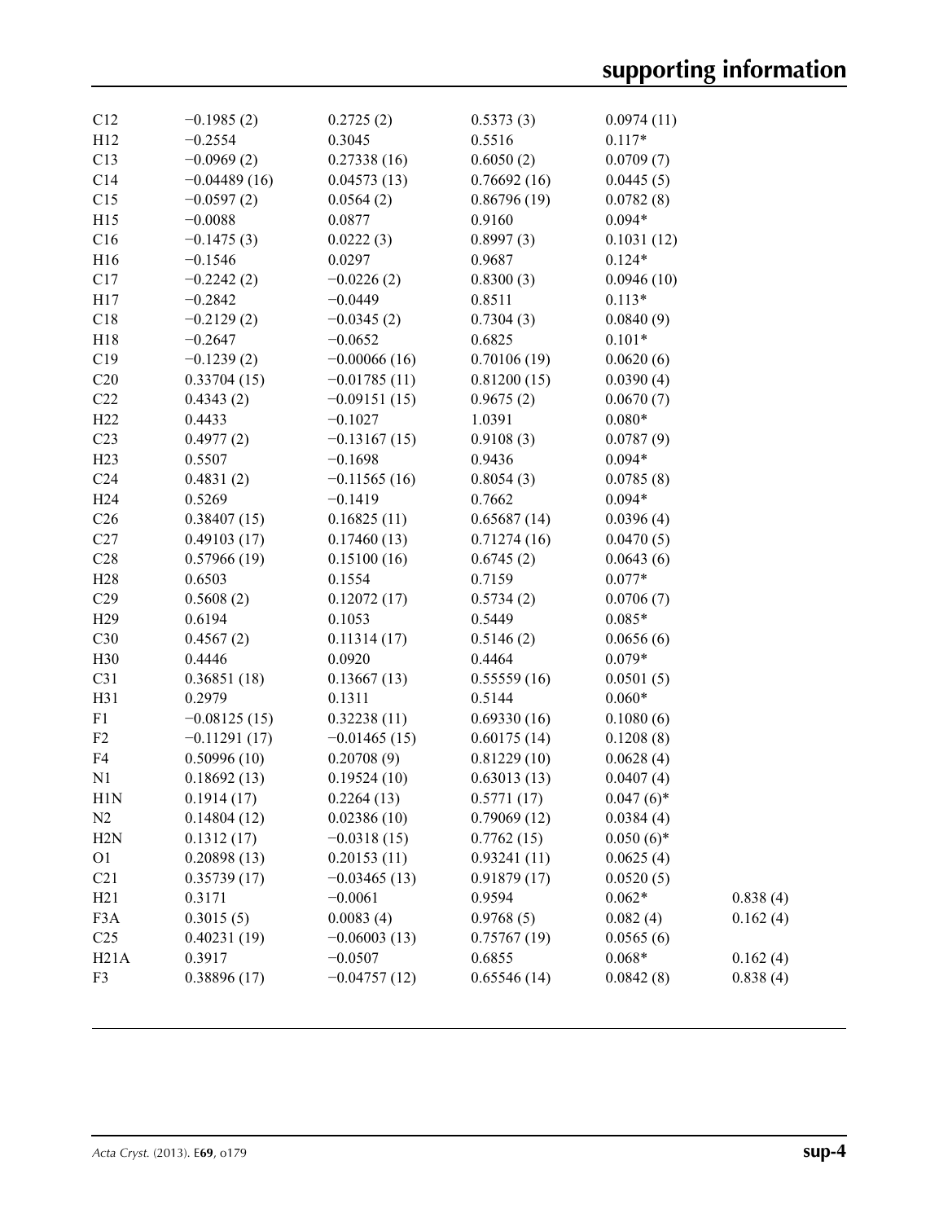| | | | | | |
|---|---|---|---|---|---|
| C12 | −0.1985 (2) | 0.2725 (2) | 0.5373 (3) | 0.0974 (11) | |
| H12 | −0.2554 | 0.3045 | 0.5516 | 0.117* | |
| C13 | −0.0969 (2) | 0.27338 (16) | 0.6050 (2) | 0.0709 (7) | |
| C14 | −0.04489 (16) | 0.04573 (13) | 0.76692 (16) | 0.0445 (5) | |
| C15 | −0.0597 (2) | 0.0564 (2) | 0.86796 (19) | 0.0782 (8) | |
| H15 | −0.0088 | 0.0877 | 0.9160 | 0.094* | |
| C16 | −0.1475 (3) | 0.0222 (3) | 0.8997 (3) | 0.1031 (12) | |
| H16 | −0.1546 | 0.0297 | 0.9687 | 0.124* | |
| C17 | −0.2242 (2) | −0.0226 (2) | 0.8300 (3) | 0.0946 (10) | |
| H17 | −0.2842 | −0.0449 | 0.8511 | 0.113* | |
| C18 | −0.2129 (2) | −0.0345 (2) | 0.7304 (3) | 0.0840 (9) | |
| H18 | −0.2647 | −0.0652 | 0.6825 | 0.101* | |
| C19 | −0.1239 (2) | −0.00066 (16) | 0.70106 (19) | 0.0620 (6) | |
| C20 | 0.33704 (15) | −0.01785 (11) | 0.81200 (15) | 0.0390 (4) | |
| C22 | 0.4343 (2) | −0.09151 (15) | 0.9675 (2) | 0.0670 (7) | |
| H22 | 0.4433 | −0.1027 | 1.0391 | 0.080* | |
| C23 | 0.4977 (2) | −0.13167 (15) | 0.9108 (3) | 0.0787 (9) | |
| H23 | 0.5507 | −0.1698 | 0.9436 | 0.094* | |
| C24 | 0.4831 (2) | −0.11565 (16) | 0.8054 (3) | 0.0785 (8) | |
| H24 | 0.5269 | −0.1419 | 0.7662 | 0.094* | |
| C26 | 0.38407 (15) | 0.16825 (11) | 0.65687 (14) | 0.0396 (4) | |
| C27 | 0.49103 (17) | 0.17460 (13) | 0.71274 (16) | 0.0470 (5) | |
| C28 | 0.57966 (19) | 0.15100 (16) | 0.6745 (2) | 0.0643 (6) | |
| H28 | 0.6503 | 0.1554 | 0.7159 | 0.077* | |
| C29 | 0.5608 (2) | 0.12072 (17) | 0.5734 (2) | 0.0706 (7) | |
| H29 | 0.6194 | 0.1053 | 0.5449 | 0.085* | |
| C30 | 0.4567 (2) | 0.11314 (17) | 0.5146 (2) | 0.0656 (6) | |
| H30 | 0.4446 | 0.0920 | 0.4464 | 0.079* | |
| C31 | 0.36851 (18) | 0.13667 (13) | 0.55559 (16) | 0.0501 (5) | |
| H31 | 0.2979 | 0.1311 | 0.5144 | 0.060* | |
| F1 | −0.08125 (15) | 0.32238 (11) | 0.69330 (16) | 0.1080 (6) | |
| F2 | −0.11291 (17) | −0.01465 (15) | 0.60175 (14) | 0.1208 (8) | |
| F4 | 0.50996 (10) | 0.20708 (9) | 0.81229 (10) | 0.0628 (4) | |
| N1 | 0.18692 (13) | 0.19524 (10) | 0.63013 (13) | 0.0407 (4) | |
| H1N | 0.1914 (17) | 0.2264 (13) | 0.5771 (17) | 0.047 (6)* | |
| N2 | 0.14804 (12) | 0.02386 (10) | 0.79069 (12) | 0.0384 (4) | |
| H2N | 0.1312 (17) | −0.0318 (15) | 0.7762 (15) | 0.050 (6)* | |
| O1 | 0.20898 (13) | 0.20153 (11) | 0.93241 (11) | 0.0625 (4) | |
| C21 | 0.35739 (17) | −0.03465 (13) | 0.91879 (17) | 0.0520 (5) | |
| H21 | 0.3171 | −0.0061 | 0.9594 | 0.062* | 0.838 (4) |
| F3A | 0.3015 (5) | 0.0083 (4) | 0.9768 (5) | 0.082 (4) | 0.162 (4) |
| C25 | 0.40231 (19) | −0.06003 (13) | 0.75767 (19) | 0.0565 (6) | |
| H21A | 0.3917 | −0.0507 | 0.6855 | 0.068* | 0.162 (4) |
| F3 | 0.38896 (17) | −0.04757 (12) | 0.65546 (14) | 0.0842 (8) | 0.838 (4) |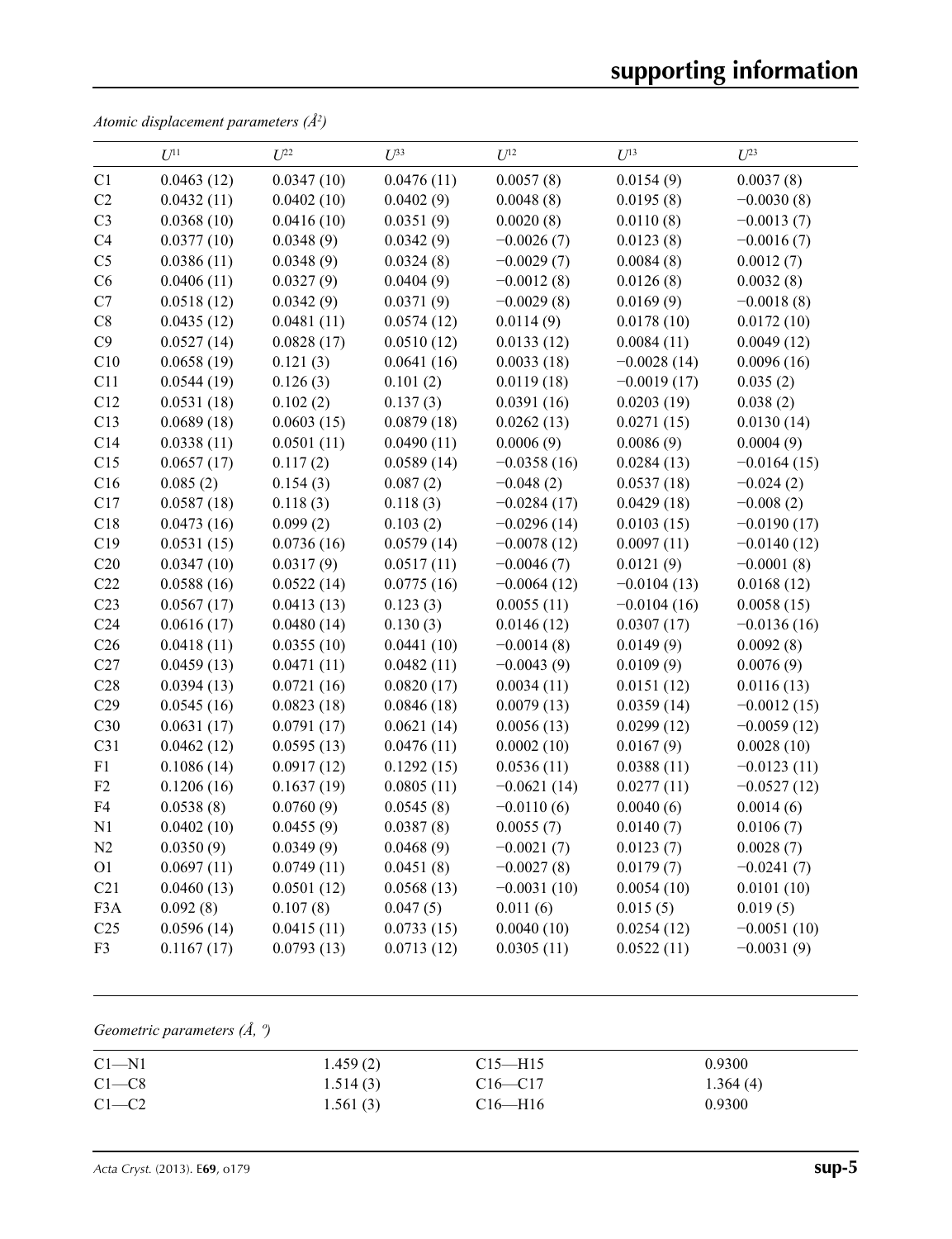*Atomic displacement parameters ($Å^2$)*

| | $U^{11}$ | $U^{22}$ | $U^{33}$ | $U^{12}$ | $U^{13}$ | $U^{23}$ |
|---|---|---|---|---|---|---|
| C1 | 0.0463 (12) | 0.0347 (10) | 0.0476 (11) | 0.0057 (8) | 0.0154 (9) | 0.0037 (8) |
| C2 | 0.0432 (11) | 0.0402 (10) | 0.0402 (9) | 0.0048 (8) | 0.0195 (8) | −0.0030 (8) |
| C3 | 0.0368 (10) | 0.0416 (10) | 0.0351 (9) | 0.0020 (8) | 0.0110 (8) | −0.0013 (7) |
| C4 | 0.0377 (10) | 0.0348 (9) | 0.0342 (9) | −0.0026 (7) | 0.0123 (8) | −0.0016 (7) |
| C5 | 0.0386 (11) | 0.0348 (9) | 0.0324 (8) | −0.0029 (7) | 0.0084 (8) | 0.0012 (7) |
| C6 | 0.0406 (11) | 0.0327 (9) | 0.0404 (9) | −0.0012 (8) | 0.0126 (8) | 0.0032 (8) |
| C7 | 0.0518 (12) | 0.0342 (9) | 0.0371 (9) | −0.0029 (8) | 0.0169 (9) | −0.0018 (8) |
| C8 | 0.0435 (12) | 0.0481 (11) | 0.0574 (12) | 0.0114 (9) | 0.0178 (10) | 0.0172 (10) |
| C9 | 0.0527 (14) | 0.0828 (17) | 0.0510 (12) | 0.0133 (12) | 0.0084 (11) | 0.0049 (12) |
| C10 | 0.0658 (19) | 0.121 (3) | 0.0641 (16) | 0.0033 (18) | −0.0028 (14) | 0.0096 (16) |
| C11 | 0.0544 (19) | 0.126 (3) | 0.101 (2) | 0.0119 (18) | −0.0019 (17) | 0.035 (2) |
| C12 | 0.0531 (18) | 0.102 (2) | 0.137 (3) | 0.0391 (16) | 0.0203 (19) | 0.038 (2) |
| C13 | 0.0689 (18) | 0.0603 (15) | 0.0879 (18) | 0.0262 (13) | 0.0271 (15) | 0.0130 (14) |
| C14 | 0.0338 (11) | 0.0501 (11) | 0.0490 (11) | 0.0006 (9) | 0.0086 (9) | 0.0004 (9) |
| C15 | 0.0657 (17) | 0.117 (2) | 0.0589 (14) | −0.0358 (16) | 0.0284 (13) | −0.0164 (15) |
| C16 | 0.085 (2) | 0.154 (3) | 0.087 (2) | −0.048 (2) | 0.0537 (18) | −0.024 (2) |
| C17 | 0.0587 (18) | 0.118 (3) | 0.118 (3) | −0.0284 (17) | 0.0429 (18) | −0.008 (2) |
| C18 | 0.0473 (16) | 0.099 (2) | 0.103 (2) | −0.0296 (14) | 0.0103 (15) | −0.0190 (17) |
| C19 | 0.0531 (15) | 0.0736 (16) | 0.0579 (14) | −0.0078 (12) | 0.0097 (11) | −0.0140 (12) |
| C20 | 0.0347 (10) | 0.0317 (9) | 0.0517 (11) | −0.0046 (7) | 0.0121 (9) | −0.0001 (8) |
| C22 | 0.0588 (16) | 0.0522 (14) | 0.0775 (16) | −0.0064 (12) | −0.0104 (13) | 0.0168 (12) |
| C23 | 0.0567 (17) | 0.0413 (13) | 0.123 (3) | 0.0055 (11) | −0.0104 (16) | 0.0058 (15) |
| C24 | 0.0616 (17) | 0.0480 (14) | 0.130 (3) | 0.0146 (12) | 0.0307 (17) | −0.0136 (16) |
| C26 | 0.0418 (11) | 0.0355 (10) | 0.0441 (10) | −0.0014 (8) | 0.0149 (9) | 0.0092 (8) |
| C27 | 0.0459 (13) | 0.0471 (11) | 0.0482 (11) | −0.0043 (9) | 0.0109 (9) | 0.0076 (9) |
| C28 | 0.0394 (13) | 0.0721 (16) | 0.0820 (17) | 0.0034 (11) | 0.0151 (12) | 0.0116 (13) |
| C29 | 0.0545 (16) | 0.0823 (18) | 0.0846 (18) | 0.0079 (13) | 0.0359 (14) | −0.0012 (15) |
| C30 | 0.0631 (17) | 0.0791 (17) | 0.0621 (14) | 0.0056 (13) | 0.0299 (12) | −0.0059 (12) |
| C31 | 0.0462 (12) | 0.0595 (13) | 0.0476 (11) | 0.0002 (10) | 0.0167 (9) | 0.0028 (10) |
| F1 | 0.1086 (14) | 0.0917 (12) | 0.1292 (15) | 0.0536 (11) | 0.0388 (11) | −0.0123 (11) |
| F2 | 0.1206 (16) | 0.1637 (19) | 0.0805 (11) | −0.0621 (14) | 0.0277 (11) | −0.0527 (12) |
| F4 | 0.0538 (8) | 0.0760 (9) | 0.0545 (8) | −0.0110 (6) | 0.0040 (6) | 0.0014 (6) |
| N1 | 0.0402 (10) | 0.0455 (9) | 0.0387 (8) | 0.0055 (7) | 0.0140 (7) | 0.0106 (7) |
| N2 | 0.0350 (9) | 0.0349 (9) | 0.0468 (9) | −0.0021 (7) | 0.0123 (7) | 0.0028 (7) |
| O1 | 0.0697 (11) | 0.0749 (11) | 0.0451 (8) | −0.0027 (8) | 0.0179 (7) | −0.0241 (7) |
| C21 | 0.0460 (13) | 0.0501 (12) | 0.0568 (13) | −0.0031 (10) | 0.0054 (10) | 0.0101 (10) |
| F3A | 0.092 (8) | 0.107 (8) | 0.047 (5) | 0.011 (6) | 0.015 (5) | 0.019 (5) |
| C25 | 0.0596 (14) | 0.0415 (11) | 0.0733 (15) | 0.0040 (10) | 0.0254 (12) | −0.0051 (10) |
| F3 | 0.1167 (17) | 0.0793 (13) | 0.0713 (12) | 0.0305 (11) | 0.0522 (11) | −0.0031 (9) |

*Geometric parameters (Å, º)*

| | | | |
|---|---|---|---|
| C1—N1 | 1.459 (2) | C15—H15 | 0.9300 |
| C1—C8 | 1.514 (3) | C16—C17 | 1.364 (4) |
| C1—C2 | 1.561 (3) | C16—H16 | 0.9300 |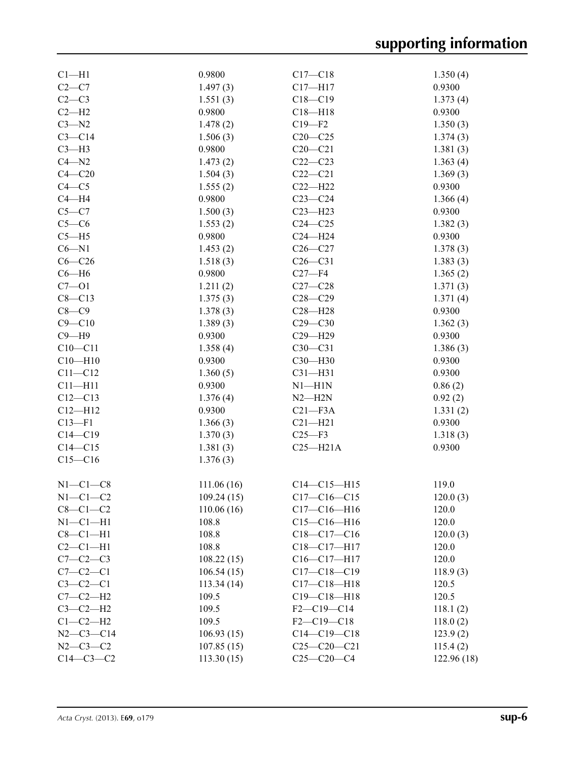| | | | |
|---|---|---|---|
| C1—H1 | 0.9800 | C17—C18 | 1.350 (4) |
| C2—C7 | 1.497 (3) | C17—H17 | 0.9300 |
| C2—C3 | 1.551 (3) | C18—C19 | 1.373 (4) |
| C2—H2 | 0.9800 | C18—H18 | 0.9300 |
| C3—N2 | 1.478 (2) | C19—F2 | 1.350 (3) |
| C3—C14 | 1.506 (3) | C20—C25 | 1.374 (3) |
| C3—H3 | 0.9800 | C20—C21 | 1.381 (3) |
| C4—N2 | 1.473 (2) | C22—C23 | 1.363 (4) |
| C4—C20 | 1.504 (3) | C22—C21 | 1.369 (3) |
| C4—C5 | 1.555 (2) | C22—H22 | 0.9300 |
| C4—H4 | 0.9800 | C23—C24 | 1.366 (4) |
| C5—C7 | 1.500 (3) | C23—H23 | 0.9300 |
| C5—C6 | 1.553 (2) | C24—C25 | 1.382 (3) |
| C5—H5 | 0.9800 | C24—H24 | 0.9300 |
| C6—N1 | 1.453 (2) | C26—C27 | 1.378 (3) |
| C6—C26 | 1.518 (3) | C26—C31 | 1.383 (3) |
| C6—H6 | 0.9800 | C27—F4 | 1.365 (2) |
| C7—O1 | 1.211 (2) | C27—C28 | 1.371 (3) |
| C8—C13 | 1.375 (3) | C28—C29 | 1.371 (4) |
| C8—C9 | 1.378 (3) | C28—H28 | 0.9300 |
| C9—C10 | 1.389 (3) | C29—C30 | 1.362 (3) |
| C9—H9 | 0.9300 | C29—H29 | 0.9300 |
| C10—C11 | 1.358 (4) | C30—C31 | 1.386 (3) |
| C10—H10 | 0.9300 | C30—H30 | 0.9300 |
| C11—C12 | 1.360 (5) | C31—H31 | 0.9300 |
| C11—H11 | 0.9300 | N1—H1N | 0.86 (2) |
| C12—C13 | 1.376 (4) | N2—H2N | 0.92 (2) |
| C12—H12 | 0.9300 | C21—F3A | 1.331 (2) |
| C13—F1 | 1.366 (3) | C21—H21 | 0.9300 |
| C14—C19 | 1.370 (3) | C25—F3 | 1.318 (3) |
| C14—C15 | 1.381 (3) | C25—H21A | 0.9300 |
| C15—C16 | 1.376 (3) | | |
| | | | |
| N1—C1—C8 | 111.06 (16) | C14—C15—H15 | 119.0 |
| N1—C1—C2 | 109.24 (15) | C17—C16—C15 | 120.0 (3) |
| C8—C1—C2 | 110.06 (16) | C17—C16—H16 | 120.0 |
| N1—C1—H1 | 108.8 | C15—C16—H16 | 120.0 |
| C8—C1—H1 | 108.8 | C18—C17—C16 | 120.0 (3) |
| C2—C1—H1 | 108.8 | C18—C17—H17 | 120.0 |
| C7—C2—C3 | 108.22 (15) | C16—C17—H17 | 120.0 |
| C7—C2—C1 | 106.54 (15) | C17—C18—C19 | 118.9 (3) |
| C3—C2—C1 | 113.34 (14) | C17—C18—H18 | 120.5 |
| C7—C2—H2 | 109.5 | C19—C18—H18 | 120.5 |
| C3—C2—H2 | 109.5 | F2—C19—C14 | 118.1 (2) |
| C1—C2—H2 | 109.5 | F2—C19—C18 | 118.0 (2) |
| N2—C3—C14 | 106.93 (15) | C14—C19—C18 | 123.9 (2) |
| N2—C3—C2 | 107.85 (15) | C25—C20—C21 | 115.4 (2) |
| C14—C3—C2 | 113.30 (15) | C25—C20—C4 | 122.96 (18) |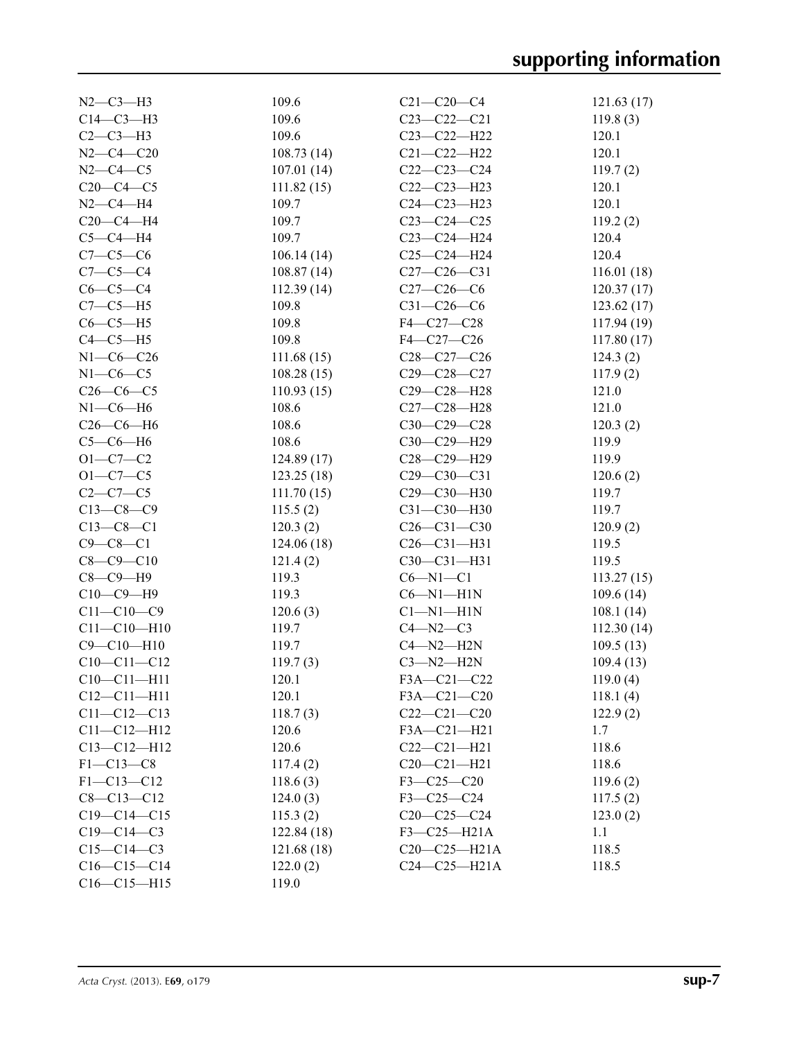| | | | |
|---|---|---|---|
| N2—C3—H3 | 109.6 | C21—C20—C4 | 121.63 (17) |
| C14—C3—H3 | 109.6 | C23—C22—C21 | 119.8 (3) |
| C2—C3—H3 | 109.6 | C23—C22—H22 | 120.1 |
| N2—C4—C20 | 108.73 (14) | C21—C22—H22 | 120.1 |
| N2—C4—C5 | 107.01 (14) | C22—C23—C24 | 119.7 (2) |
| C20—C4—C5 | 111.82 (15) | C22—C23—H23 | 120.1 |
| N2—C4—H4 | 109.7 | C24—C23—H23 | 120.1 |
| C20—C4—H4 | 109.7 | C23—C24—C25 | 119.2 (2) |
| C5—C4—H4 | 109.7 | C23—C24—H24 | 120.4 |
| C7—C5—C6 | 106.14 (14) | C25—C24—H24 | 120.4 |
| C7—C5—C4 | 108.87 (14) | C27—C26—C31 | 116.01 (18) |
| C6—C5—C4 | 112.39 (14) | C27—C26—C6 | 120.37 (17) |
| C7—C5—H5 | 109.8 | C31—C26—C6 | 123.62 (17) |
| C6—C5—H5 | 109.8 | F4—C27—C28 | 117.94 (19) |
| C4—C5—H5 | 109.8 | F4—C27—C26 | 117.80 (17) |
| N1—C6—C26 | 111.68 (15) | C28—C27—C26 | 124.3 (2) |
| N1—C6—C5 | 108.28 (15) | C29—C28—C27 | 117.9 (2) |
| C26—C6—C5 | 110.93 (15) | C29—C28—H28 | 121.0 |
| N1—C6—H6 | 108.6 | C27—C28—H28 | 121.0 |
| C26—C6—H6 | 108.6 | C30—C29—C28 | 120.3 (2) |
| C5—C6—H6 | 108.6 | C30—C29—H29 | 119.9 |
| O1—C7—C2 | 124.89 (17) | C28—C29—H29 | 119.9 |
| O1—C7—C5 | 123.25 (18) | C29—C30—C31 | 120.6 (2) |
| C2—C7—C5 | 111.70 (15) | C29—C30—H30 | 119.7 |
| C13—C8—C9 | 115.5 (2) | C31—C30—H30 | 119.7 |
| C13—C8—C1 | 120.3 (2) | C26—C31—C30 | 120.9 (2) |
| C9—C8—C1 | 124.06 (18) | C26—C31—H31 | 119.5 |
| C8—C9—C10 | 121.4 (2) | C30—C31—H31 | 119.5 |
| C8—C9—H9 | 119.3 | C6—N1—C1 | 113.27 (15) |
| C10—C9—H9 | 119.3 | C6—N1—H1N | 109.6 (14) |
| C11—C10—C9 | 120.6 (3) | C1—N1—H1N | 108.1 (14) |
| C11—C10—H10 | 119.7 | C4—N2—C3 | 112.30 (14) |
| C9—C10—H10 | 119.7 | C4—N2—H2N | 109.5 (13) |
| C10—C11—C12 | 119.7 (3) | C3—N2—H2N | 109.4 (13) |
| C10—C11—H11 | 120.1 | F3A—C21—C22 | 119.0 (4) |
| C12—C11—H11 | 120.1 | F3A—C21—C20 | 118.1 (4) |
| C11—C12—C13 | 118.7 (3) | C22—C21—C20 | 122.9 (2) |
| C11—C12—H12 | 120.6 | F3A—C21—H21 | 1.7 |
| C13—C12—H12 | 120.6 | C22—C21—H21 | 118.6 |
| F1—C13—C8 | 117.4 (2) | C20—C21—H21 | 118.6 |
| F1—C13—C12 | 118.6 (3) | F3—C25—C20 | 119.6 (2) |
| C8—C13—C12 | 124.0 (3) | F3—C25—C24 | 117.5 (2) |
| C19—C14—C15 | 115.3 (2) | C20—C25—C24 | 123.0 (2) |
| C19—C14—C3 | 122.84 (18) | F3—C25—H21A | 1.1 |
| C15—C14—C3 | 121.68 (18) | C20—C25—H21A | 118.5 |
| C16—C15—C14 | 122.0 (2) | C24—C25—H21A | 118.5 |
| C16—C15—H15 | 119.0 | | |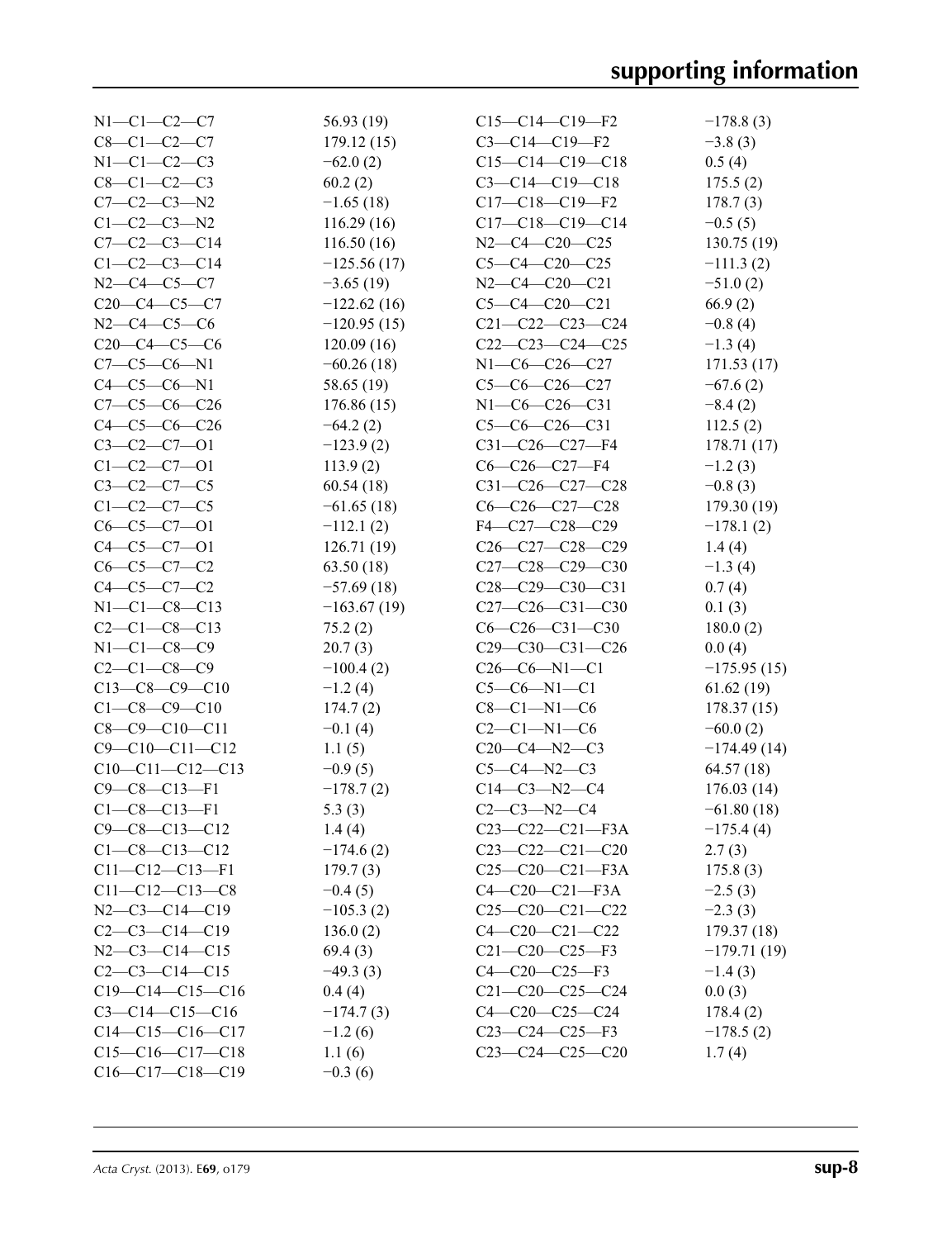| | | | |
|---|---|---|---|
| N1—C1—C2—C7 | 56.93 (19) | C15—C14—C19—F2 | −178.8 (3) |
| C8—C1—C2—C7 | 179.12 (15) | C3—C14—C19—F2 | −3.8 (3) |
| N1—C1—C2—C3 | −62.0 (2) | C15—C14—C19—C18 | 0.5 (4) |
| C8—C1—C2—C3 | 60.2 (2) | C3—C14—C19—C18 | 175.5 (2) |
| C7—C2—C3—N2 | −1.65 (18) | C17—C18—C19—F2 | 178.7 (3) |
| C1—C2—C3—N2 | 116.29 (16) | C17—C18—C19—C14 | −0.5 (5) |
| C7—C2—C3—C14 | 116.50 (16) | N2—C4—C20—C25 | 130.75 (19) |
| C1—C2—C3—C14 | −125.56 (17) | C5—C4—C20—C25 | −111.3 (2) |
| N2—C4—C5—C7 | −3.65 (19) | N2—C4—C20—C21 | −51.0 (2) |
| C20—C4—C5—C7 | −122.62 (16) | C5—C4—C20—C21 | 66.9 (2) |
| N2—C4—C5—C6 | −120.95 (15) | C21—C22—C23—C24 | −0.8 (4) |
| C20—C4—C5—C6 | 120.09 (16) | C22—C23—C24—C25 | −1.3 (4) |
| C7—C5—C6—N1 | −60.26 (18) | N1—C6—C26—C27 | 171.53 (17) |
| C4—C5—C6—N1 | 58.65 (19) | C5—C6—C26—C27 | −67.6 (2) |
| C7—C5—C6—C26 | 176.86 (15) | N1—C6—C26—C31 | −8.4 (2) |
| C4—C5—C6—C26 | −64.2 (2) | C5—C6—C26—C31 | 112.5 (2) |
| C3—C2—C7—O1 | −123.9 (2) | C31—C26—C27—F4 | 178.71 (17) |
| C1—C2—C7—O1 | 113.9 (2) | C6—C26—C27—F4 | −1.2 (3) |
| C3—C2—C7—C5 | 60.54 (18) | C31—C26—C27—C28 | −0.8 (3) |
| C1—C2—C7—C5 | −61.65 (18) | C6—C26—C27—C28 | 179.30 (19) |
| C6—C5—C7—O1 | −112.1 (2) | F4—C27—C28—C29 | −178.1 (2) |
| C4—C5—C7—O1 | 126.71 (19) | C26—C27—C28—C29 | 1.4 (4) |
| C6—C5—C7—C2 | 63.50 (18) | C27—C28—C29—C30 | −1.3 (4) |
| C4—C5—C7—C2 | −57.69 (18) | C28—C29—C30—C31 | 0.7 (4) |
| N1—C1—C8—C13 | −163.67 (19) | C27—C26—C31—C30 | 0.1 (3) |
| C2—C1—C8—C13 | 75.2 (2) | C6—C26—C31—C30 | 180.0 (2) |
| N1—C1—C8—C9 | 20.7 (3) | C29—C30—C31—C26 | 0.0 (4) |
| C2—C1—C8—C9 | −100.4 (2) | C26—C6—N1—C1 | −175.95 (15) |
| C13—C8—C9—C10 | −1.2 (4) | C5—C6—N1—C1 | 61.62 (19) |
| C1—C8—C9—C10 | 174.7 (2) | C8—C1—N1—C6 | 178.37 (15) |
| C8—C9—C10—C11 | −0.1 (4) | C2—C1—N1—C6 | −60.0 (2) |
| C9—C10—C11—C12 | 1.1 (5) | C20—C4—N2—C3 | −174.49 (14) |
| C10—C11—C12—C13 | −0.9 (5) | C5—C4—N2—C3 | 64.57 (18) |
| C9—C8—C13—F1 | −178.7 (2) | C14—C3—N2—C4 | 176.03 (14) |
| C1—C8—C13—F1 | 5.3 (3) | C2—C3—N2—C4 | −61.80 (18) |
| C9—C8—C13—C12 | 1.4 (4) | C23—C22—C21—F3A | −175.4 (4) |
| C1—C8—C13—C12 | −174.6 (2) | C23—C22—C21—C20 | 2.7 (3) |
| C11—C12—C13—F1 | 179.7 (3) | C25—C20—C21—F3A | 175.8 (3) |
| C11—C12—C13—C8 | −0.4 (5) | C4—C20—C21—F3A | −2.5 (3) |
| N2—C3—C14—C19 | −105.3 (2) | C25—C20—C21—C22 | −2.3 (3) |
| C2—C3—C14—C19 | 136.0 (2) | C4—C20—C21—C22 | 179.37 (18) |
| N2—C3—C14—C15 | 69.4 (3) | C21—C20—C25—F3 | −179.71 (19) |
| C2—C3—C14—C15 | −49.3 (3) | C4—C20—C25—F3 | −1.4 (3) |
| C19—C14—C15—C16 | 0.4 (4) | C21—C20—C25—C24 | 0.0 (3) |
| C3—C14—C15—C16 | −174.7 (3) | C4—C20—C25—C24 | 178.4 (2) |
| C14—C15—C16—C17 | −1.2 (6) | C23—C24—C25—F3 | −178.5 (2) |
| C15—C16—C17—C18 | 1.1 (6) | C23—C24—C25—C20 | 1.7 (4) |
| C16—C17—C18—C19 | −0.3 (6) | | |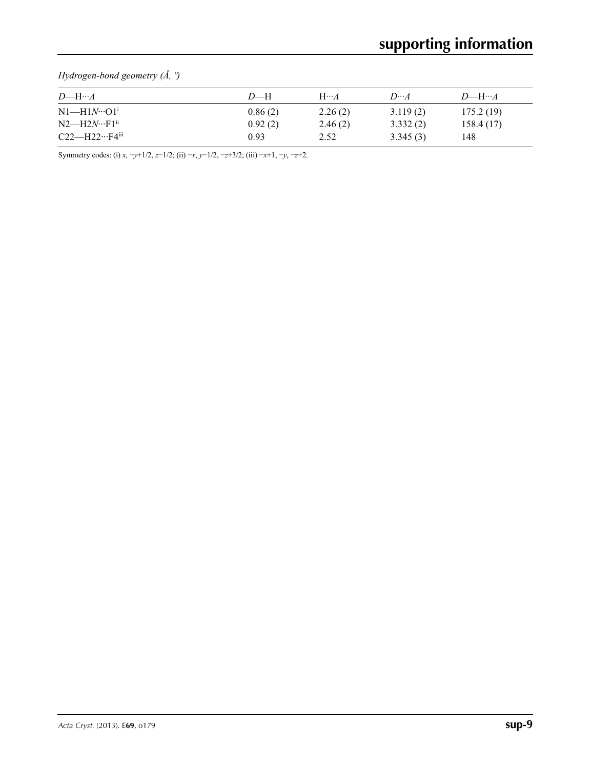*Hydrogen-bond geometry (Å, º)*

| $D$—H···$A$ | $D$—H | H···$A$ | $D$···$A$ | $D$—H···$A$ |
|---|---|---|---|---|
| N1—H1$N$···O1[i] | 0.86 (2) | 2.26 (2) | 3.119 (2) | 175.2 (19) |
| N2—H2$N$···F1[ii] | 0.92 (2) | 2.46 (2) | 3.332 (2) | 158.4 (17) |
| C22—H22···F4[iii] | 0.93 | 2.52 | 3.345 (3) | 148 |

Symmetry codes: (i) $x$, $-y+1/2$, $z-1/2$; (ii) $-x$, $y-1/2$, $-z+3/2$; (iii) $-x+1$, $-y$, $-z+2$.